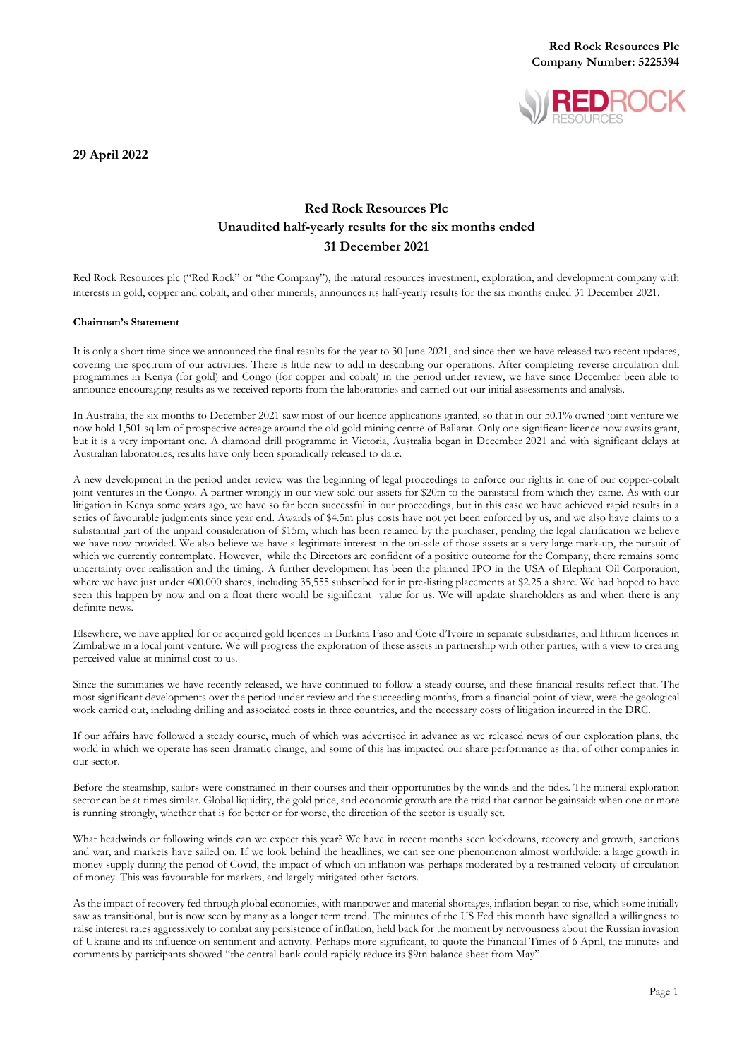**Red Rock Resources Plc**
**Company Number: 5225394**

**29 April 2022**

# Red Rock Resources Plc
## Unaudited half-yearly results for the six months ended 31 December 2021

Red Rock Resources plc ("Red Rock" or "the Company"), the natural resources investment, exploration, and development company with interests in gold, copper and cobalt, and other minerals, announces its half-yearly results for the six months ended 31 December 2021.

**Chairman's Statement**

It is only a short time since we announced the final results for the year to 30 June 2021, and since then we have released two recent updates, covering the spectrum of our activities. There is little new to add in describing our operations. After completing reverse circulation drill programmes in Kenya (for gold) and Congo (for copper and cobalt) in the period under review, we have since December been able to announce encouraging results as we received reports from the laboratories and carried out our initial assessments and analysis.

In Australia, the six months to December 2021 saw most of our licence applications granted, so that in our 50.1% owned joint venture we now hold 1,501 sq km of prospective acreage around the old gold mining centre of Ballarat. Only one significant licence now awaits grant, but it is a very important one. A diamond drill programme in Victoria, Australia began in December 2021 and with significant delays at Australian laboratories, results have only been sporadically released to date.

A new development in the period under review was the beginning of legal proceedings to enforce our rights in one of our copper-cobalt joint ventures in the Congo. A partner wrongly in our view sold our assets for $20m to the parastatal from which they came. As with our litigation in Kenya some years ago, we have so far been successful in our proceedings, but in this case we have achieved rapid results in a series of favourable judgments since year end. Awards of $4.5m plus costs have not yet been enforced by us, and we also have claims to a substantial part of the unpaid consideration of $15m, which has been retained by the purchaser, pending the legal clarification we believe we have now provided. We also believe we have a legitimate interest in the on-sale of those assets at a very large mark-up, the pursuit of which we currently contemplate. However, while the Directors are confident of a positive outcome for the Company, there remains some uncertainty over realisation and the timing. A further development has been the planned IPO in the USA of Elephant Oil Corporation, where we have just under 400,000 shares, including 35,555 subscribed for in pre-listing placements at $2.25 a share. We had hoped to have seen this happen by now and on a float there would be significant value for us. We will update shareholders as and when there is any definite news.

Elsewhere, we have applied for or acquired gold licences in Burkina Faso and Cote d'Ivoire in separate subsidiaries, and lithium licences in Zimbabwe in a local joint venture. We will progress the exploration of these assets in partnership with other parties, with a view to creating perceived value at minimal cost to us.

Since the summaries we have recently released, we have continued to follow a steady course, and these financial results reflect that. The most significant developments over the period under review and the succeeding months, from a financial point of view, were the geological work carried out, including drilling and associated costs in three countries, and the necessary costs of litigation incurred in the DRC.

If our affairs have followed a steady course, much of which was advertised in advance as we released news of our exploration plans, the world in which we operate has seen dramatic change, and some of this has impacted our share performance as that of other companies in our sector.

Before the steamship, sailors were constrained in their courses and their opportunities by the winds and the tides. The mineral exploration sector can be at times similar. Global liquidity, the gold price, and economic growth are the triad that cannot be gainsaid: when one or more is running strongly, whether that is for better or for worse, the direction of the sector is usually set.

What headwinds or following winds can we expect this year? We have in recent months seen lockdowns, recovery and growth, sanctions and war, and markets have sailed on. If we look behind the headlines, we can see one phenomenon almost worldwide: a large growth in money supply during the period of Covid, the impact of which on inflation was perhaps moderated by a restrained velocity of circulation of money. This was favourable for markets, and largely mitigated other factors.

As the impact of recovery fed through global economies, with manpower and material shortages, inflation began to rise, which some initially saw as transitional, but is now seen by many as a longer term trend. The minutes of the US Fed this month have signalled a willingness to raise interest rates aggressively to combat any persistence of inflation, held back for the moment by nervousness about the Russian invasion of Ukraine and its influence on sentiment and activity. Perhaps more significant, to quote the Financial Times of 6 April, the minutes and comments by participants showed "the central bank could rapidly reduce its $9tn balance sheet from May".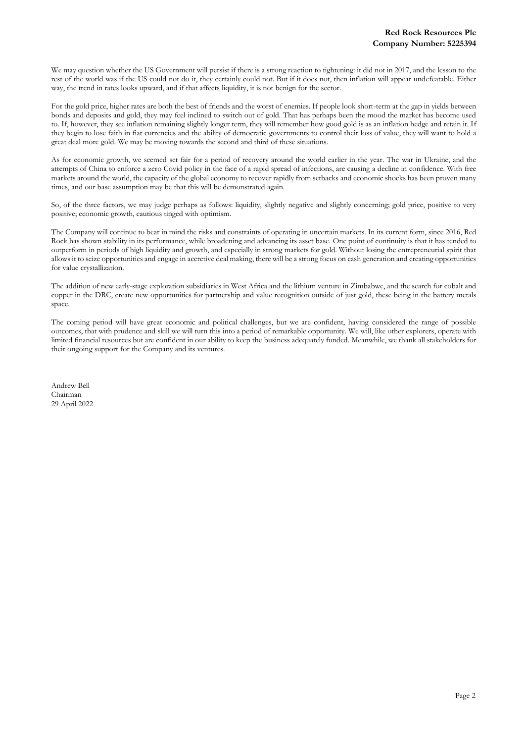We may question whether the US Government will persist if there is a strong reaction to tightening: it did not in 2017, and the lesson to the rest of the world was if the US could not do it, they certainly could not. But if it does not, then inflation will appear undefeatable. Either way, the trend in rates looks upward, and if that affects liquidity, it is not benign for the sector.

For the gold price, higher rates are both the best of friends and the worst of enemies. If people look short-term at the gap in yields between bonds and deposits and gold, they may feel inclined to switch out of gold. That has perhaps been the mood the market has become used to. If, however, they see inflation remaining slightly longer term, they will remember how good gold is as an inflation hedge and retain it. If they begin to lose faith in fiat currencies and the ability of democratic governments to control their loss of value, they will want to hold a great deal more gold. We may be moving towards the second and third of these situations.

As for economic growth, we seemed set fair for a period of recovery around the world earlier in the year. The war in Ukraine, and the attempts of China to enforce a zero Covid policy in the face of a rapid spread of infections, are causing a decline in confidence. With free markets around the world, the capacity of the global economy to recover rapidly from setbacks and economic shocks has been proven many times, and our base assumption may be that this will be demonstrated again.

So, of the three factors, we may judge perhaps as follows: liquidity, slightly negative and slightly concerning; gold price, positive to very positive; economic growth, cautious tinged with optimism.

The Company will continue to bear in mind the risks and constraints of operating in uncertain markets. In its current form, since 2016, Red Rock has shown stability in its performance, while broadening and advancing its asset base. One point of continuity is that it has tended to outperform in periods of high liquidity and growth, and especially in strong markets for gold. Without losing the entrepreneurial spirit that allows it to seize opportunities and engage in accretive deal making, there will be a strong focus on cash generation and creating opportunities for value crystallization.

The addition of new early-stage exploration subsidiaries in West Africa and the lithium venture in Zimbabwe, and the search for cobalt and copper in the DRC, create new opportunities for partnership and value recognition outside of just gold, these being in the battery metals space.

The coming period will have great economic and political challenges, but we are confident, having considered the range of possible outcomes, that with prudence and skill we will turn this into a period of remarkable opportunity. We will, like other explorers, operate with limited financial resources but are confident in our ability to keep the business adequately funded. Meanwhile, we thank all stakeholders for their ongoing support for the Company and its ventures.

Andrew Bell
Chairman
29 April 2022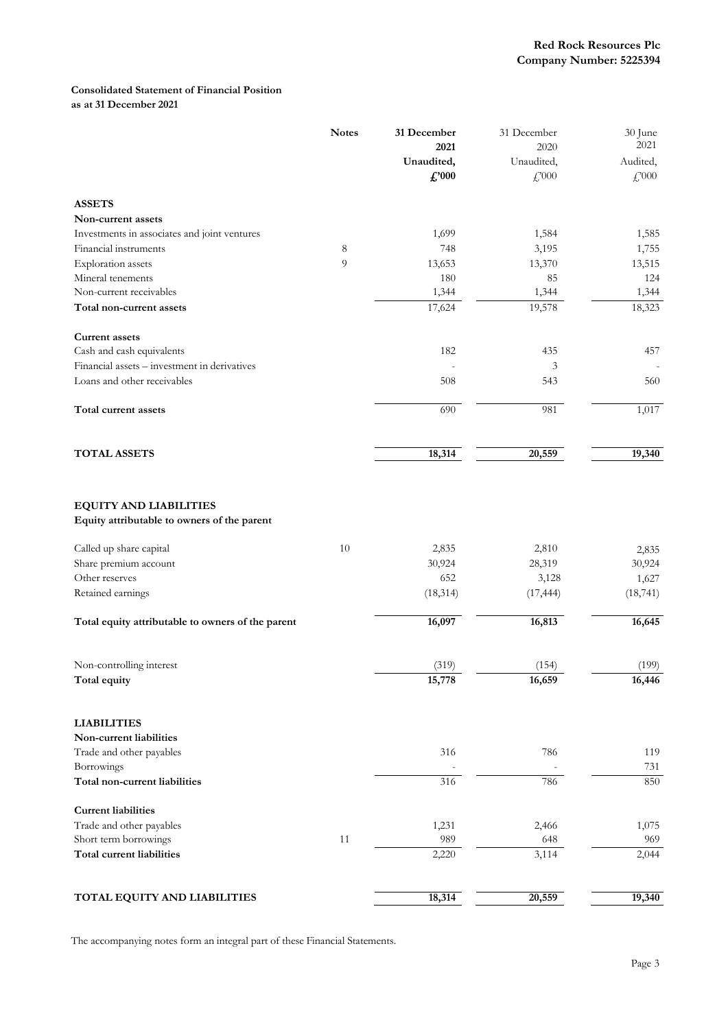**Red Rock Resources Plc**
**Company Number: 5225394**

**Consolidated Statement of Financial Position**
**as at 31 December 2021**

| | Notes | **31 December 2021 Unaudited, £'000** | 31 December 2020 Unaudited, £'000 | 30 June 2021 Audited, £'000 |
|---|---|---|---|---|
| **ASSETS** | | | | |
| **Non-current assets** | | | | |
| Investments in associates and joint ventures | | 1,699 | 1,584 | 1,585 |
| Financial instruments | 8 | 748 | 3,195 | 1,755 |
| Exploration assets | 9 | 13,653 | 13,370 | 13,515 |
| Mineral tenements | | 180 | 85 | 124 |
| Non-current receivables | | 1,344 | 1,344 | 1,344 |
| **Total non-current assets** | | 17,624 | 19,578 | 18,323 |
| **Current assets** | | | | |
| Cash and cash equivalents | | 182 | 435 | 457 |
| Financial assets – investment in derivatives | | - | 3 | - |
| Loans and other receivables | | 508 | 543 | 560 |
| **Total current assets** | | 690 | 981 | 1,017 |
| **TOTAL ASSETS** | | **18,314** | **20,559** | **19,340** |
| **EQUITY AND LIABILITIES** | | | | |
| **Equity attributable to owners of the parent** | | | | |
| Called up share capital | 10 | 2,835 | 2,810 | 2,835 |
| Share premium account | | 30,924 | 28,319 | 30,924 |
| Other reserves | | 652 | 3,128 | 1,627 |
| Retained earnings | | (18,314) | (17,444) | (18,741) |
| **Total equity attributable to owners of the parent** | | **16,097** | **16,813** | **16,645** |
| Non-controlling interest | | (319) | (154) | (199) |
| **Total equity** | | **15,778** | **16,659** | **16,446** |
| **LIABILITIES** | | | | |
| **Non-current liabilities** | | | | |
| Trade and other payables | | 316 | 786 | 119 |
| Borrowings | | - | - | 731 |
| **Total non-current liabilities** | | 316 | 786 | 850 |
| **Current liabilities** | | | | |
| Trade and other payables | | 1,231 | 2,466 | 1,075 |
| Short term borrowings | 11 | 989 | 648 | 969 |
| **Total current liabilities** | | 2,220 | 3,114 | 2,044 |
| **TOTAL EQUITY AND LIABILITIES** | | **18,314** | **20,559** | **19,340** |

The accompanying notes form an integral part of these Financial Statements.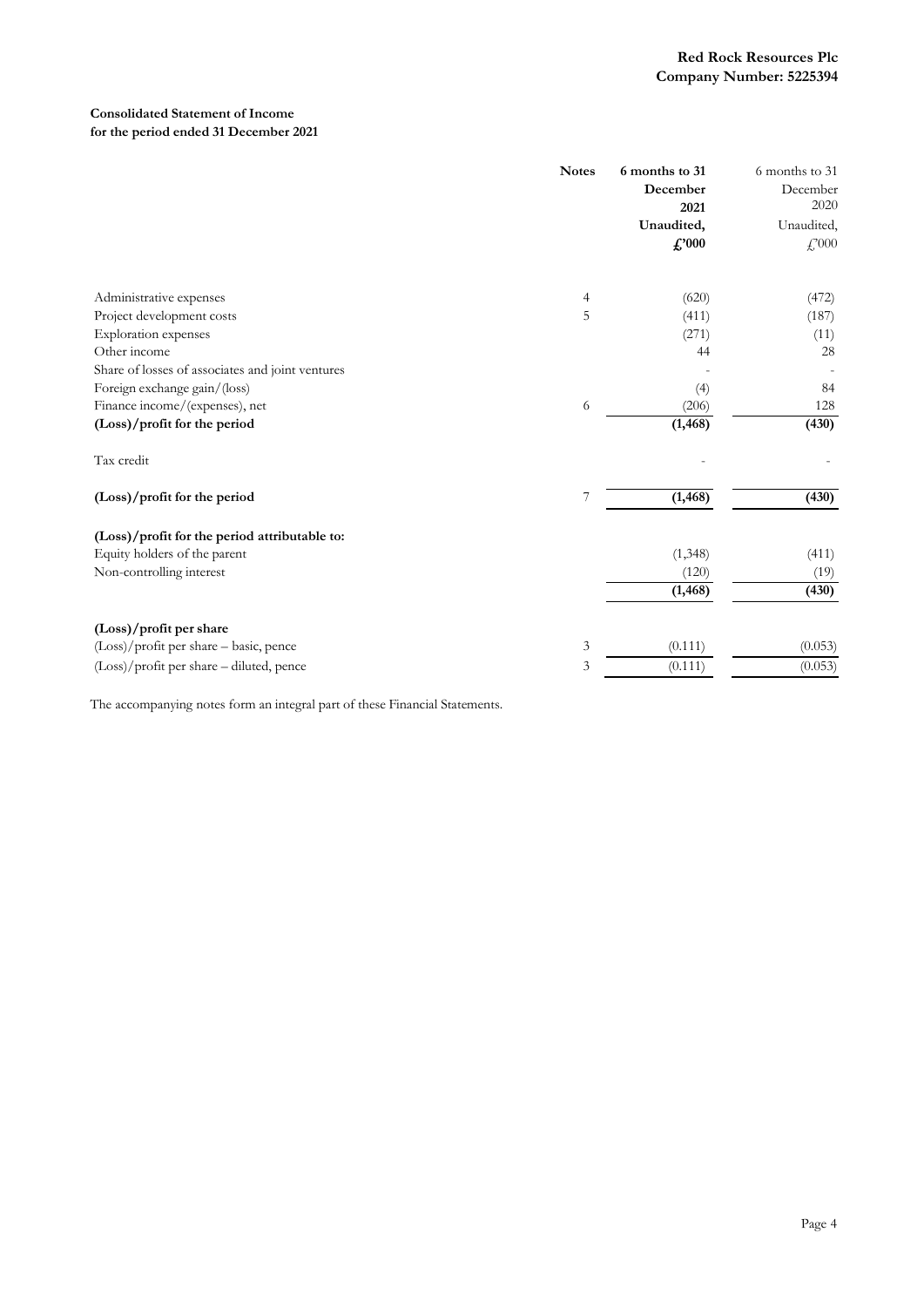**Red Rock Resources Plc**
**Company Number: 5225394**

**Consolidated Statement of Income**
**for the period ended 31 December 2021**

| | Notes | 6 months to 31 December 2021 Unaudited, £'000 | 6 months to 31 December 2020 Unaudited, £'000 |
|---|---|---|---|
| Administrative expenses | 4 | (620) | (472) |
| Project development costs | 5 | (411) | (187) |
| Exploration expenses | | (271) | (11) |
| Other income | | 44 | 28 |
| Share of losses of associates and joint ventures | | - | - |
| Foreign exchange gain/(loss) | | (4) | 84 |
| Finance income/(expenses), net | 6 | (206) | 128 |
| **(Loss)/profit for the period** | | **(1,468)** | **(430)** |
| Tax credit | | - | - |
| **(Loss)/profit for the period** | 7 | **(1,468)** | **(430)** |
| **(Loss)/profit for the period attributable to:** | | | |
| Equity holders of the parent | | (1,348) | (411) |
| Non-controlling interest | | (120) | (19) |
| | | **(1,468)** | **(430)** |
| **(Loss)/profit per share** | | | |
| (Loss)/profit per share – basic, pence | 3 | (0.111) | (0.053) |
| (Loss)/profit per share – diluted, pence | 3 | (0.111) | (0.053) |

The accompanying notes form an integral part of these Financial Statements.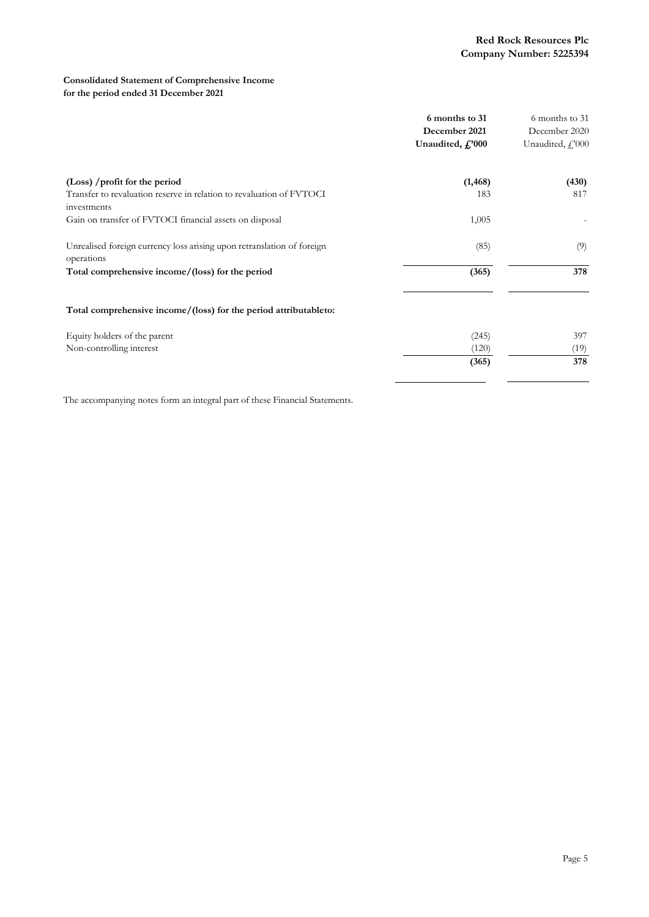**Red Rock Resources Plc**
**Company Number: 5225394**

**Consolidated Statement of Comprehensive Income**
**for the period ended 31 December 2021**

| | **6 months to 31 December 2021 Unaudited, £'000** | 6 months to 31 December 2020 Unaudited, £'000 |
|---|---|---|
| **(Loss) /profit for the period** | **(1,468)** | **(430)** |
| Transfer to revaluation reserve in relation to revaluation of FVTOCI investments | 183 | 817 |
| Gain on transfer of FVTOCI financial assets on disposal | 1,005 | - |
| Unrealised foreign currency loss arising upon retranslation of foreign operations | (85) | (9) |
| **Total comprehensive income/(loss) for the period** | **(365)** | **378** |
| | | |
| **Total comprehensive income/(loss) for the period attributableto:** | | |
| Equity holders of the parent | (245) | 397 |
| Non-controlling interest | (120) | (19) |
| | **(365)** | **378** |

The accompanying notes form an integral part of these Financial Statements.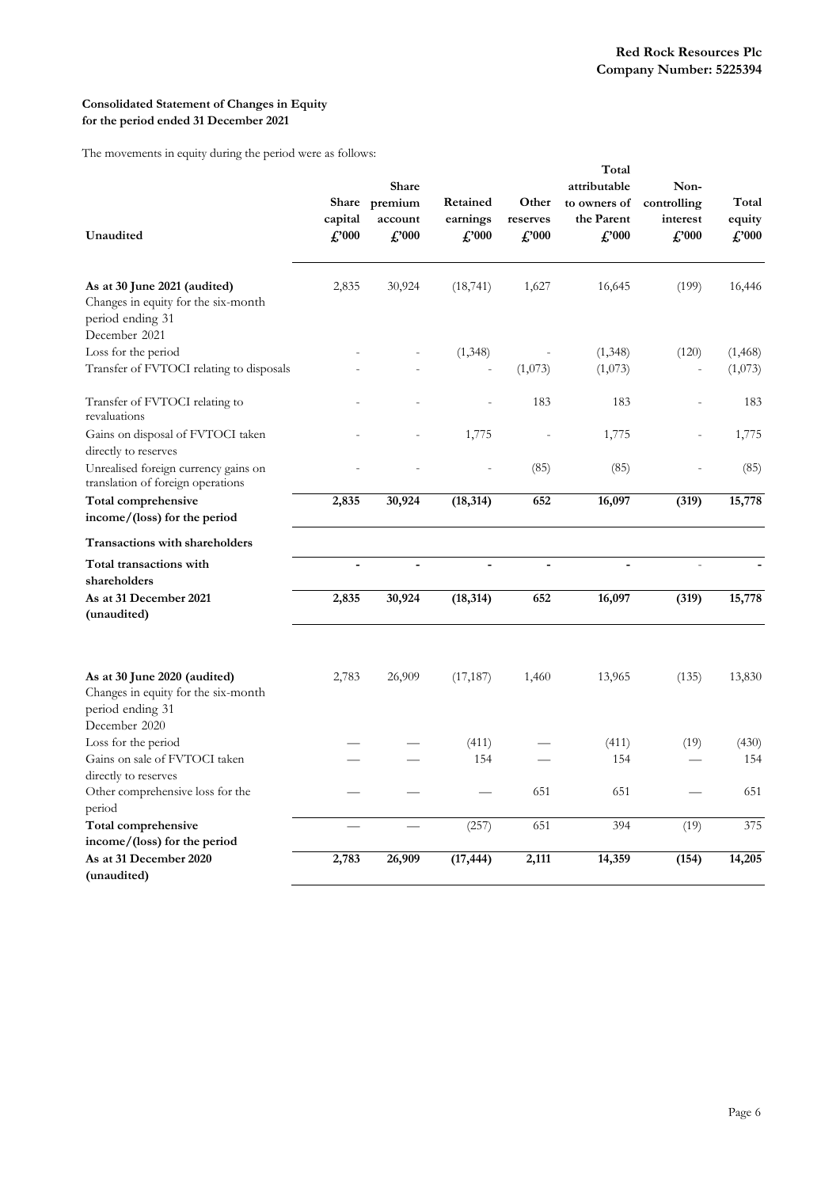Red Rock Resources Plc
Company Number: 5225394

**Consolidated Statement of Changes in Equity**
**for the period ended 31 December 2021**

The movements in equity during the period were as follows:

| Unaudited | Share capital £'000 | Share premium account £'000 | Retained earnings £'000 | Other reserves £'000 | Total attributable to owners of the Parent £'000 | Non-controlling interest £'000 | Total equity £'000 |
|---|---|---|---|---|---|---|---|
| **As at 30 June 2021 (audited)** | 2,835 | 30,924 | (18,741) | 1,627 | 16,645 | (199) | 16,446 |
| Changes in equity for the six-month period ending 31 December 2021 | | | | | | | |
| Loss for the period | - | - | (1,348) | - | (1,348) | (120) | (1,468) |
| Transfer of FVTOCI relating to disposals | - | - | - | (1,073) | (1,073) | - | (1,073) |
| Transfer of FVTOCI relating to revaluations | - | - | - | 183 | 183 | - | 183 |
| Gains on disposal of FVTOCI taken directly to reserves | - | - | 1,775 | - | 1,775 | - | 1,775 |
| Unrealised foreign currency gains on translation of foreign operations | - | - | - | (85) | (85) | - | (85) |
| **Total comprehensive income/(loss) for the period** | **2,835** | **30,924** | **(18,314)** | **652** | **16,097** | **(319)** | **15,778** |
| **Transactions with shareholders** | | | | | | | |
| **Total transactions with shareholders** | **-** | **-** | **-** | **-** | **-** | - | **-** |
| **As at 31 December 2021 (unaudited)** | **2,835** | **30,924** | **(18,314)** | **652** | **16,097** | **(319)** | **15,778** |
| | | | | | | | |
| **As at 30 June 2020 (audited)** | 2,783 | 26,909 | (17,187) | 1,460 | 13,965 | (135) | 13,830 |
| Changes in equity for the six-month period ending 31 December 2020 | | | | | | | |
| Loss for the period | — | — | (411) | — | (411) | (19) | (430) |
| Gains on sale of FVTOCI taken directly to reserves | — | — | 154 | — | 154 | — | 154 |
| Other comprehensive loss for the period | — | — | — | 651 | 651 | — | 651 |
| **Total comprehensive income/(loss) for the period** | — | — | (257) | 651 | 394 | (19) | 375 |
| **As at 31 December 2020 (unaudited)** | **2,783** | **26,909** | **(17,444)** | **2,111** | **14,359** | **(154)** | **14,205** |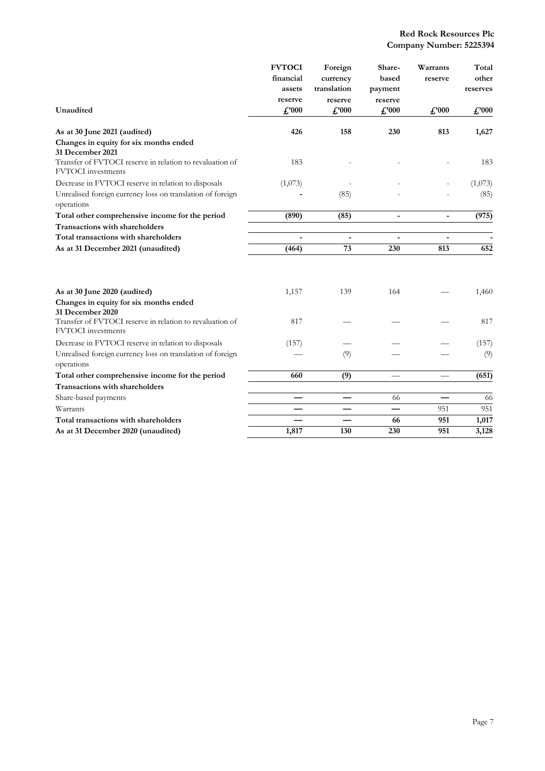**Red Rock Resources Plc**
**Company Number: 5225394**

| Unaudited | FVTOCI financial assets reserve £'000 | Foreign currency translation reserve £'000 | Share-based payment reserve £'000 | Warrants reserve £'000 | Total other reserves £'000 |
|---|---|---|---|---|---|
| **As at 30 June 2021 (audited)** | **426** | **158** | **230** | **813** | **1,627** |
| **Changes in equity for six months ended 31 December 2021** | | | | | |
| Transfer of FVTOCI reserve in relation to revaluation of FVTOCI investments | 183 | - | - | - | 183 |
| Decrease in FVTOCI reserve in relation to disposals | (1,073) | - | - | - | (1,073) |
| Unrealised foreign currency loss on translation of foreign operations | - | (85) | - | - | (85) |
| **Total other comprehensive income for the period** | **(890)** | **(85)** | **-** | **-** | **(975)** |
| **Transactions with shareholders** | | | | | |
| **Total transactions with shareholders** | **-** | **-** | **-** | **-** | **-** |
| **As at 31 December 2021 (unaudited)** | **(464)** | **73** | **230** | **813** | **652** |
| | | | | | |
| **As at 30 June 2020 (audited)** | 1,157 | 139 | 164 | — | 1,460 |
| **Changes in equity for six months ended 31 December 2020** | | | | | |
| Transfer of FVTOCI reserve in relation to revaluation of FVTOCI investments | 817 | — | — | — | 817 |
| Decrease in FVTOCI reserve in relation to disposals | (157) | — | — | — | (157) |
| Unrealised foreign currency loss on translation of foreign operations | — | (9) | — | — | (9) |
| **Total other comprehensive income for the period** | **660** | **(9)** | — | — | **(651)** |
| **Transactions with shareholders** | | | | | |
| Share-based payments | **—** | **—** | 66 | **—** | 66 |
| Warrants | **—** | **—** | **—** | 951 | 951 |
| **Total transactions with shareholders** | **—** | **—** | **66** | **951** | **1,017** |
| **As at 31 December 2020 (unaudited)** | **1,817** | **130** | **230** | **951** | **3,128** |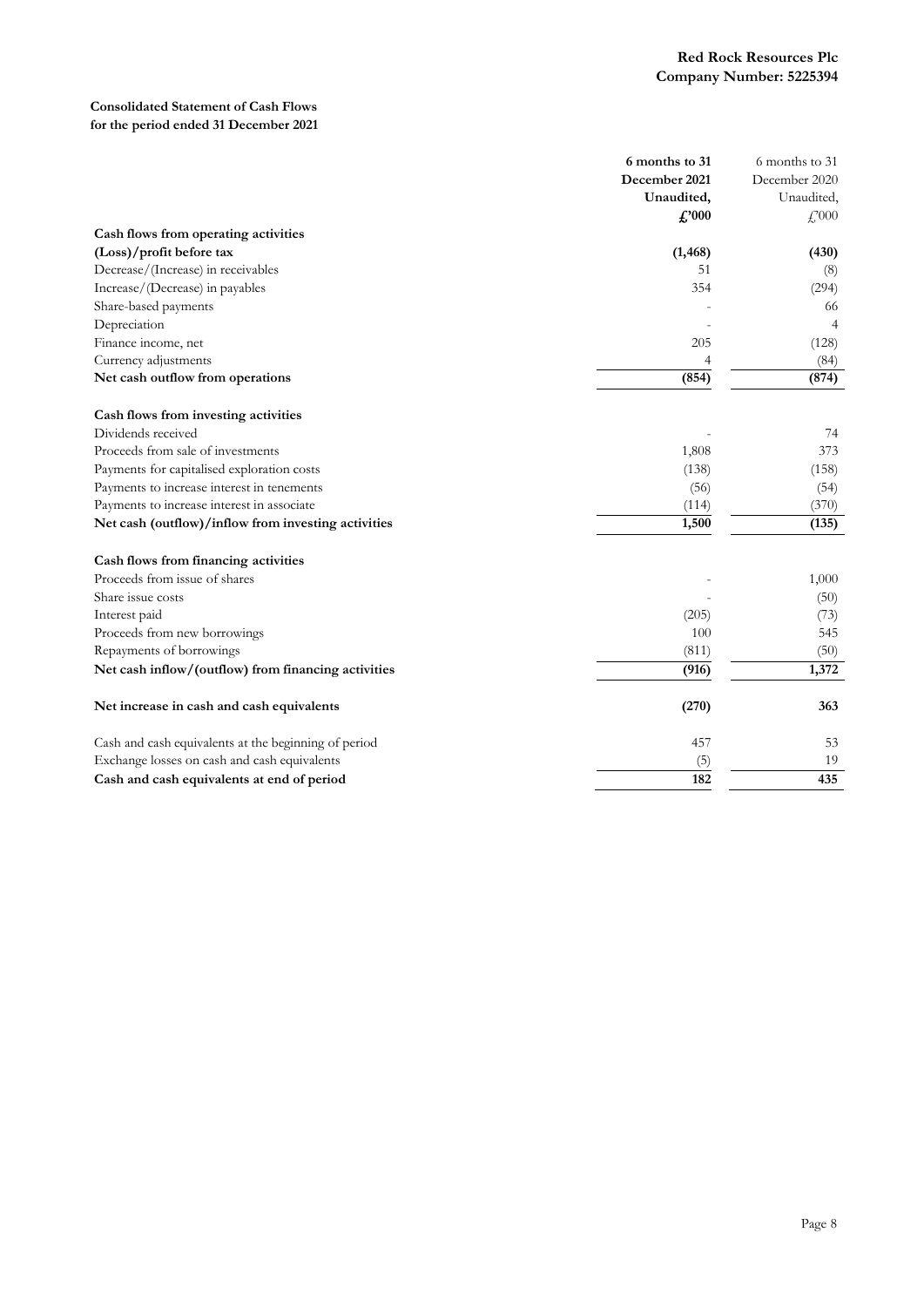**Red Rock Resources Plc**
**Company Number: 5225394**

**Consolidated Statement of Cash Flows**
**for the period ended 31 December 2021**

| | **6 months to 31 December 2021 Unaudited, £'000** | 6 months to 31 December 2020 Unaudited, £'000 |
|---|---|---|
| **Cash flows from operating activities** | | |
| **(Loss)/profit before tax** | **(1,468)** | **(430)** |
| Decrease/(Increase) in receivables | 51 | (8) |
| Increase/(Decrease) in payables | 354 | (294) |
| Share-based payments | - | 66 |
| Depreciation | - | 4 |
| Finance income, net | 205 | (128) |
| Currency adjustments | 4 | (84) |
| **Net cash outflow from operations** | **(854)** | **(874)** |
| | | |
| **Cash flows from investing activities** | | |
| Dividends received | - | 74 |
| Proceeds from sale of investments | 1,808 | 373 |
| Payments for capitalised exploration costs | (138) | (158) |
| Payments to increase interest in tenements | (56) | (54) |
| Payments to increase interest in associate | (114) | (370) |
| **Net cash (outflow)/inflow from investing activities** | **1,500** | **(135)** |
| | | |
| **Cash flows from financing activities** | | |
| Proceeds from issue of shares | - | 1,000 |
| Share issue costs | - | (50) |
| Interest paid | (205) | (73) |
| Proceeds from new borrowings | 100 | 545 |
| Repayments of borrowings | (811) | (50) |
| **Net cash inflow/(outflow) from financing activities** | **(916)** | **1,372** |
| | | |
| **Net increase in cash and cash equivalents** | **(270)** | **363** |
| | | |
| Cash and cash equivalents at the beginning of period | 457 | 53 |
| Exchange losses on cash and cash equivalents | (5) | 19 |
| **Cash and cash equivalents at end of period** | **182** | **435** |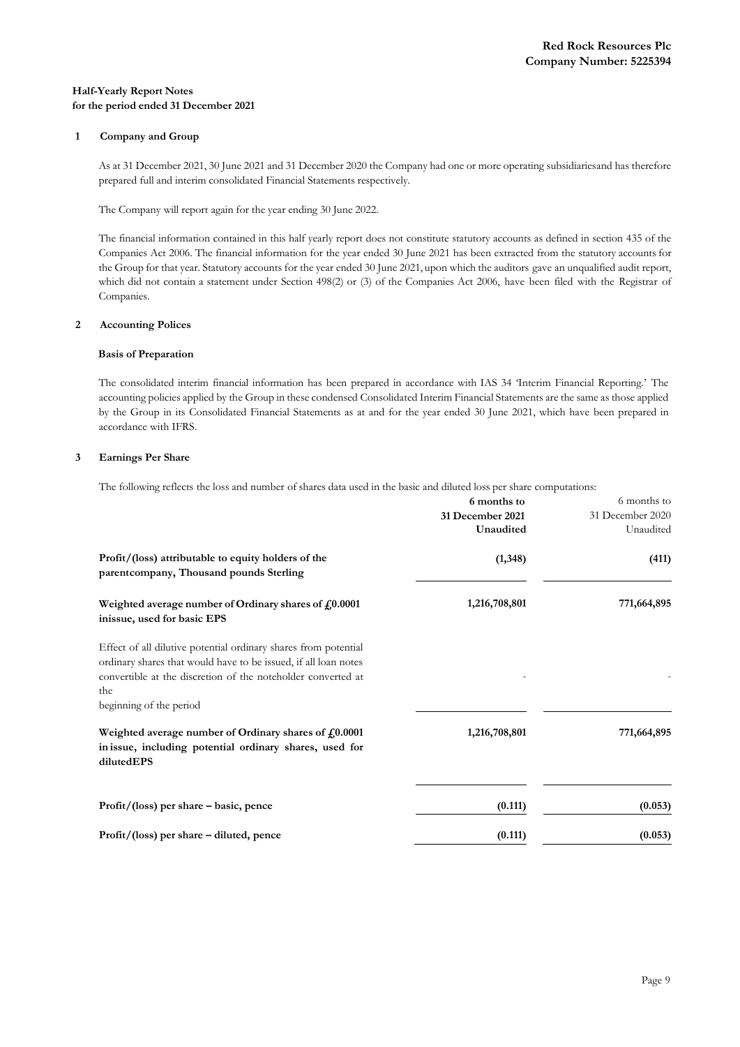**Red Rock Resources Plc**
**Company Number: 5225394**

**Half-Yearly Report Notes**
**for the period ended 31 December 2021**

**1 Company and Group**

As at 31 December 2021, 30 June 2021 and 31 December 2020 the Company had one or more operating subsidiariesand has therefore prepared full and interim consolidated Financial Statements respectively.

The Company will report again for the year ending 30 June 2022.

The financial information contained in this half yearly report does not constitute statutory accounts as defined in section 435 of the Companies Act 2006. The financial information for the year ended 30 June 2021 has been extracted from the statutory accounts for the Group for that year. Statutory accounts for the year ended 30 June 2021, upon which the auditors gave an unqualified audit report, which did not contain a statement under Section 498(2) or (3) of the Companies Act 2006, have been filed with the Registrar of Companies.

**2 Accounting Polices**

**Basis of Preparation**

The consolidated interim financial information has been prepared in accordance with IAS 34 'Interim Financial Reporting.' The accounting policies applied by the Group in these condensed Consolidated Interim Financial Statements are the same as those applied by the Group in its Consolidated Financial Statements as at and for the year ended 30 June 2021, which have been prepared in accordance with IFRS.

**3 Earnings Per Share**

The following reflects the loss and number of shares data used in the basic and diluted loss per share computations:

| | 6 months to 31 December 2021 Unaudited | 6 months to 31 December 2020 Unaudited |
|---|---|---|
| **Profit/(loss) attributable to equity holders of the parentcompany, Thousand pounds Sterling** | **(1,348)** | **(411)** |
| **Weighted average number of Ordinary shares of £0.0001 inissue, used for basic EPS** | **1,216,708,801** | **771,664,895** |
| Effect of all dilutive potential ordinary shares from potential ordinary shares that would have to be issued, if all loan notes convertible at the discretion of the noteholder converted at the beginning of the period | - | - |
| **Weighted average number of Ordinary shares of £0.0001 in issue, including potential ordinary shares, used for dilutedEPS** | **1,216,708,801** | **771,664,895** |
| **Profit/(loss) per share – basic, pence** | **(0.111)** | **(0.053)** |
| **Profit/(loss) per share – diluted, pence** | **(0.111)** | **(0.053)** |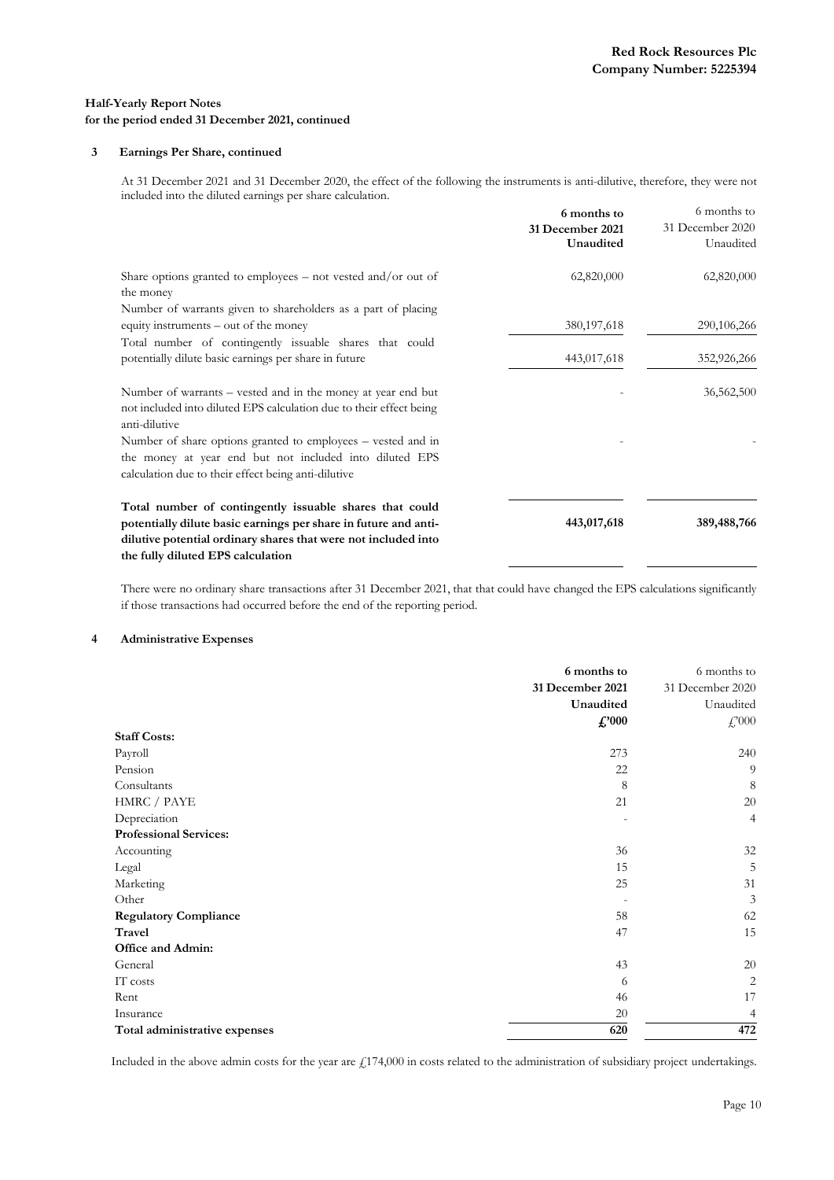**Half-Yearly Report Notes**
**for the period ended 31 December 2021, continued**

### 3 Earnings Per Share, continued

At 31 December 2021 and 31 December 2020, the effect of the following the instruments is anti-dilutive, therefore, they were not included into the diluted earnings per share calculation.

| | **6 months to 31 December 2021 Unaudited** | 6 months to 31 December 2020 Unaudited |
|---|---|---|
| Share options granted to employees – not vested and/or out of the money | 62,820,000 | 62,820,000 |
| Number of warrants given to shareholders as a part of placing equity instruments – out of the money | 380,197,618 | 290,106,266 |
| Total number of contingently issuable shares that could potentially dilute basic earnings per share in future | 443,017,618 | 352,926,266 |
| Number of warrants – vested and in the money at year end but not included into diluted EPS calculation due to their effect being anti-dilutive | - | 36,562,500 |
| Number of share options granted to employees – vested and in the money at year end but not included into diluted EPS calculation due to their effect being anti-dilutive | - | - |
| **Total number of contingently issuable shares that could potentially dilute basic earnings per share in future and anti-dilutive potential ordinary shares that were not included into the fully diluted EPS calculation** | **443,017,618** | **389,488,766** |

There were no ordinary share transactions after 31 December 2021, that that could have changed the EPS calculations significantly if those transactions had occurred before the end of the reporting period.

### 4 Administrative Expenses

| | **6 months to 31 December 2021 Unaudited £'000** | 6 months to 31 December 2020 Unaudited £'000 |
|---|---|---|
| **Staff Costs:** | | |
| Payroll | 273 | 240 |
| Pension | 22 | 9 |
| Consultants | 8 | 8 |
| HMRC / PAYE | 21 | 20 |
| Depreciation | - | 4 |
| **Professional Services:** | | |
| Accounting | 36 | 32 |
| Legal | 15 | 5 |
| Marketing | 25 | 31 |
| Other | - | 3 |
| **Regulatory Compliance** | 58 | 62 |
| **Travel** | 47 | 15 |
| **Office and Admin:** | | |
| General | 43 | 20 |
| IT costs | 6 | 2 |
| Rent | 46 | 17 |
| Insurance | 20 | 4 |
| **Total administrative expenses** | **620** | **472** |

Included in the above admin costs for the year are £174,000 in costs related to the administration of subsidiary project undertakings.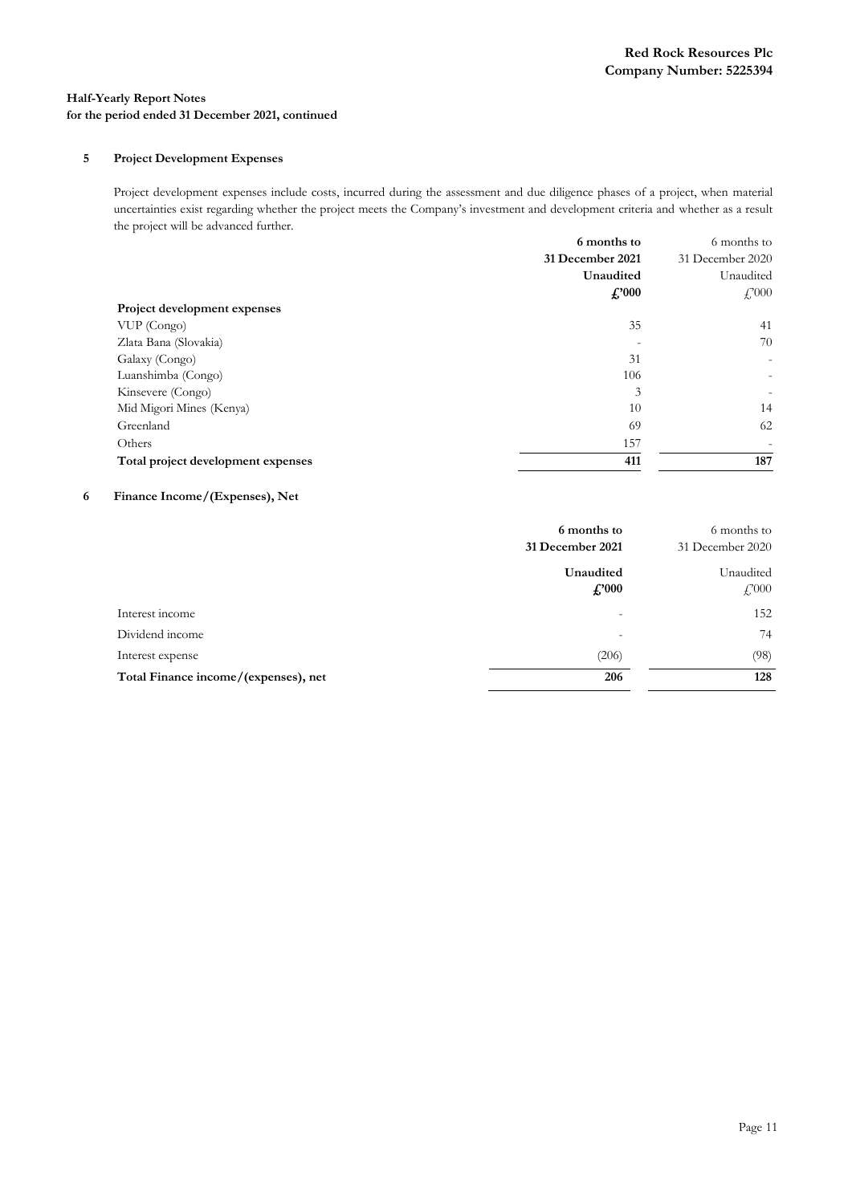### 5 Project Development Expenses

Project development expenses include costs, incurred during the assessment and due diligence phases of a project, when material uncertainties exist regarding whether the project meets the Company's investment and development criteria and whether as a result the project will be advanced further.

| | **6 months to 31 December 2021** | 6 months to 31 December 2020 |
|---|---|---|
| | **Unaudited** | Unaudited |
| | **£'000** | £'000 |
| **Project development expenses** | | |
| VUP (Congo) | 35 | 41 |
| Zlata Bana (Slovakia) | - | 70 |
| Galaxy (Congo) | 31 | - |
| Luanshimba (Congo) | 106 | - |
| Kinsevere (Congo) | 3 | - |
| Mid Migori Mines (Kenya) | 10 | 14 |
| Greenland | 69 | 62 |
| Others | 157 | - |
| **Total project development expenses** | **411** | **187** |

### 6 Finance Income/(Expenses), Net

| | **6 months to 31 December 2021** | 6 months to 31 December 2020 |
|---|---|---|
| | **Unaudited** | Unaudited |
| | **£'000** | £'000 |
| Interest income | - | 152 |
| Dividend income | - | 74 |
| Interest expense | (206) | (98) |
| **Total Finance income/(expenses), net** | **206** | **128** |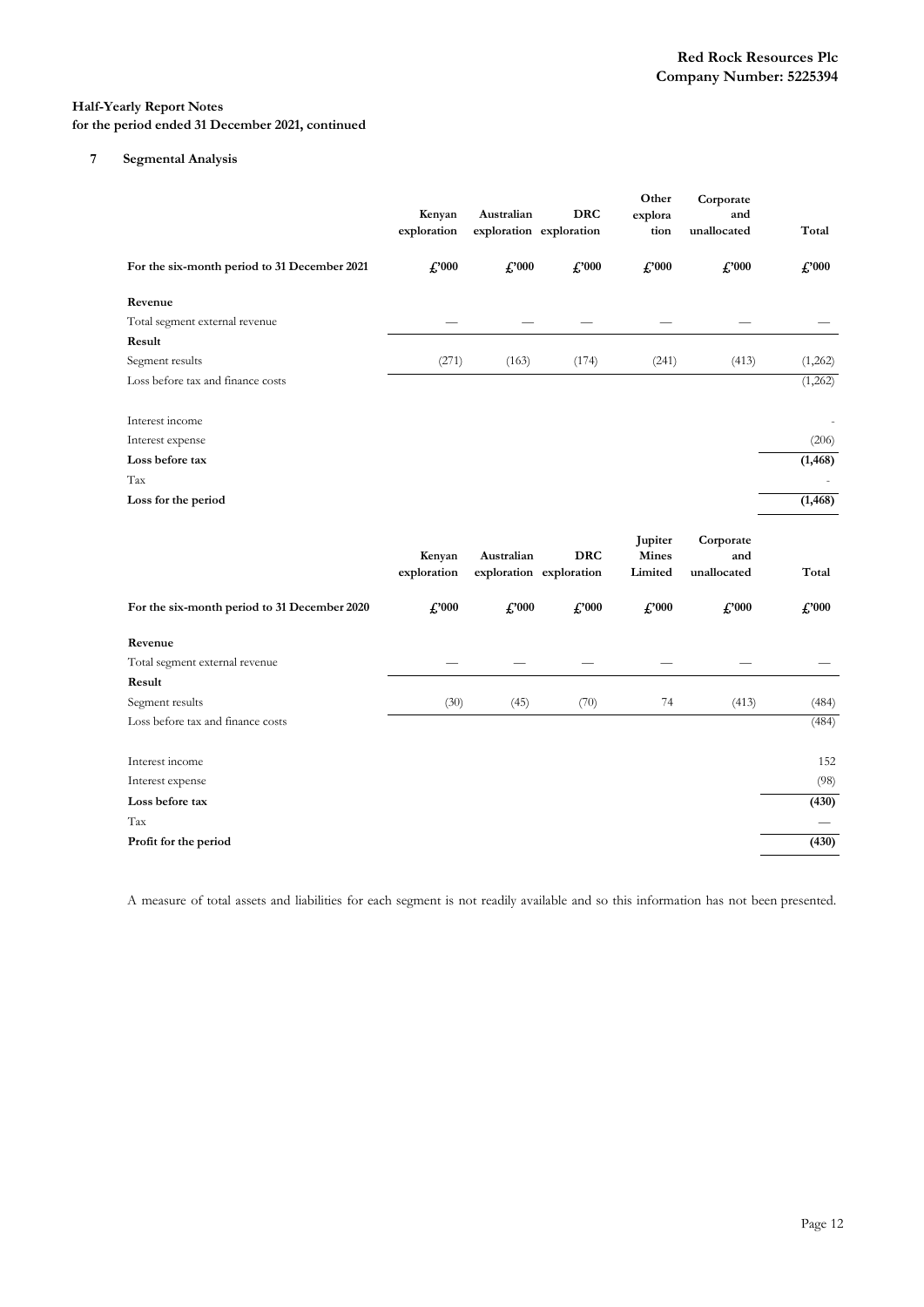**Half-Yearly Report Notes**
**for the period ended 31 December 2021, continued**

## 7 Segmental Analysis

| | Kenyan exploration | Australian exploration | DRC exploration | Other exploration | Corporate and unallocated | Total |
|---|---|---|---|---|---|---|
| **For the six-month period to 31 December 2021** | **£'000** | **£'000** | **£'000** | **£'000** | **£'000** | **£'000** |
| **Revenue** | | | | | | |
| Total segment external revenue | — | — | — | — | — | — |
| **Result** | | | | | | |
| Segment results | (271) | (163) | (174) | (241) | (413) | (1,262) |
| Loss before tax and finance costs | | | | | | (1,262) |
| Interest income | | | | | | - |
| Interest expense | | | | | | (206) |
| **Loss before tax** | | | | | | **(1,468)** |
| Tax | | | | | | - |
| **Loss for the period** | | | | | | **(1,468)** |

| | Kenyan exploration | Australian exploration | DRC exploration | Jupiter Mines Limited | Corporate and unallocated | Total |
|---|---|---|---|---|---|---|
| **For the six-month period to 31 December 2020** | **£'000** | **£'000** | **£'000** | **£'000** | **£'000** | **£'000** |
| **Revenue** | | | | | | |
| Total segment external revenue | — | — | — | — | — | — |
| **Result** | | | | | | |
| Segment results | (30) | (45) | (70) | 74 | (413) | (484) |
| Loss before tax and finance costs | | | | | | (484) |
| Interest income | | | | | | 152 |
| Interest expense | | | | | | (98) |
| **Loss before tax** | | | | | | **(430)** |
| Tax | | | | | | — |
| **Profit for the period** | | | | | | **(430)** |

A measure of total assets and liabilities for each segment is not readily available and so this information has not been presented.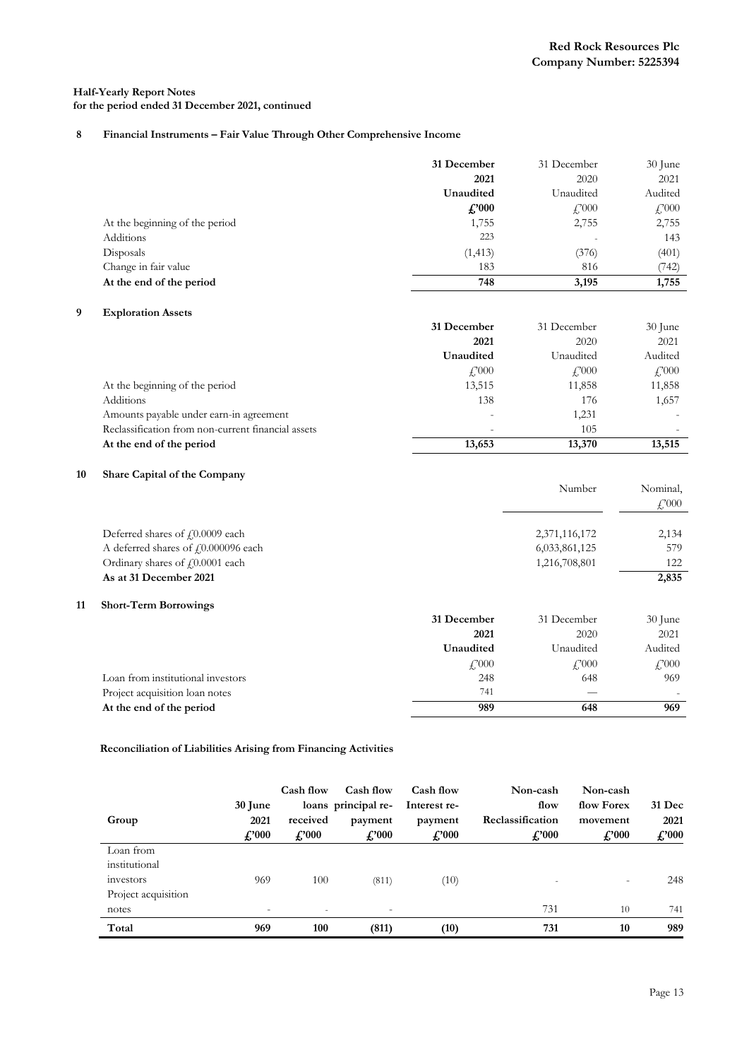**Half-Yearly Report Notes**
**for the period ended 31 December 2021, continued**

## 8 Financial Instruments – Fair Value Through Other Comprehensive Income

| | 31 December 2021 Unaudited £'000 | 31 December 2020 Unaudited £'000 | 30 June 2021 Audited £'000 |
|---|---|---|---|
| At the beginning of the period | 1,755 | 2,755 | 2,755 |
| Additions | 223 | - | 143 |
| Disposals | (1,413) | (376) | (401) |
| Change in fair value | 183 | 816 | (742) |
| **At the end of the period** | **748** | **3,195** | **1,755** |

## 9 Exploration Assets

| | 31 December 2021 Unaudited £'000 | 31 December 2020 Unaudited £'000 | 30 June 2021 Audited £'000 |
|---|---|---|---|
| At the beginning of the period | 13,515 | 11,858 | 11,858 |
| Additions | 138 | 176 | 1,657 |
| Amounts payable under earn-in agreement | - | 1,231 | - |
| Reclassification from non-current financial assets | - | 105 | - |
| **At the end of the period** | **13,653** | **13,370** | **13,515** |

## 10 Share Capital of the Company

| | Number | Nominal, £'000 |
|---|---|---|
| Deferred shares of £0.0009 each | 2,371,116,172 | 2,134 |
| A deferred shares of £0.000096 each | 6,033,861,125 | 579 |
| Ordinary shares of £0.0001 each | 1,216,708,801 | 122 |
| **As at 31 December 2021** | | **2,835** |

## 11 Short-Term Borrowings

| | 31 December 2021 Unaudited £'000 | 31 December 2020 Unaudited £'000 | 30 June 2021 Audited £'000 |
|---|---|---|---|
| Loan from institutional investors | 248 | 648 | 969 |
| Project acquisition loan notes | 741 | — | - |
| **At the end of the period** | **989** | **648** | **969** |

**Reconciliation of Liabilities Arising from Financing Activities**

| Group | 30 June 2021 £'000 | Cash flow loans received £'000 | Cash flow principal re-payment £'000 | Cash flow Interest re-payment £'000 | Non-cash flow Reclassification £'000 | Non-cash flow Forex movement £'000 | 31 Dec 2021 £'000 |
|---|---|---|---|---|---|---|---|
| Loan from institutional investors | 969 | 100 | (811) | (10) | - | - | 248 |
| Project acquisition notes | - | - | - | | 731 | 10 | 741 |
| **Total** | **969** | **100** | **(811)** | **(10)** | **731** | **10** | **989** |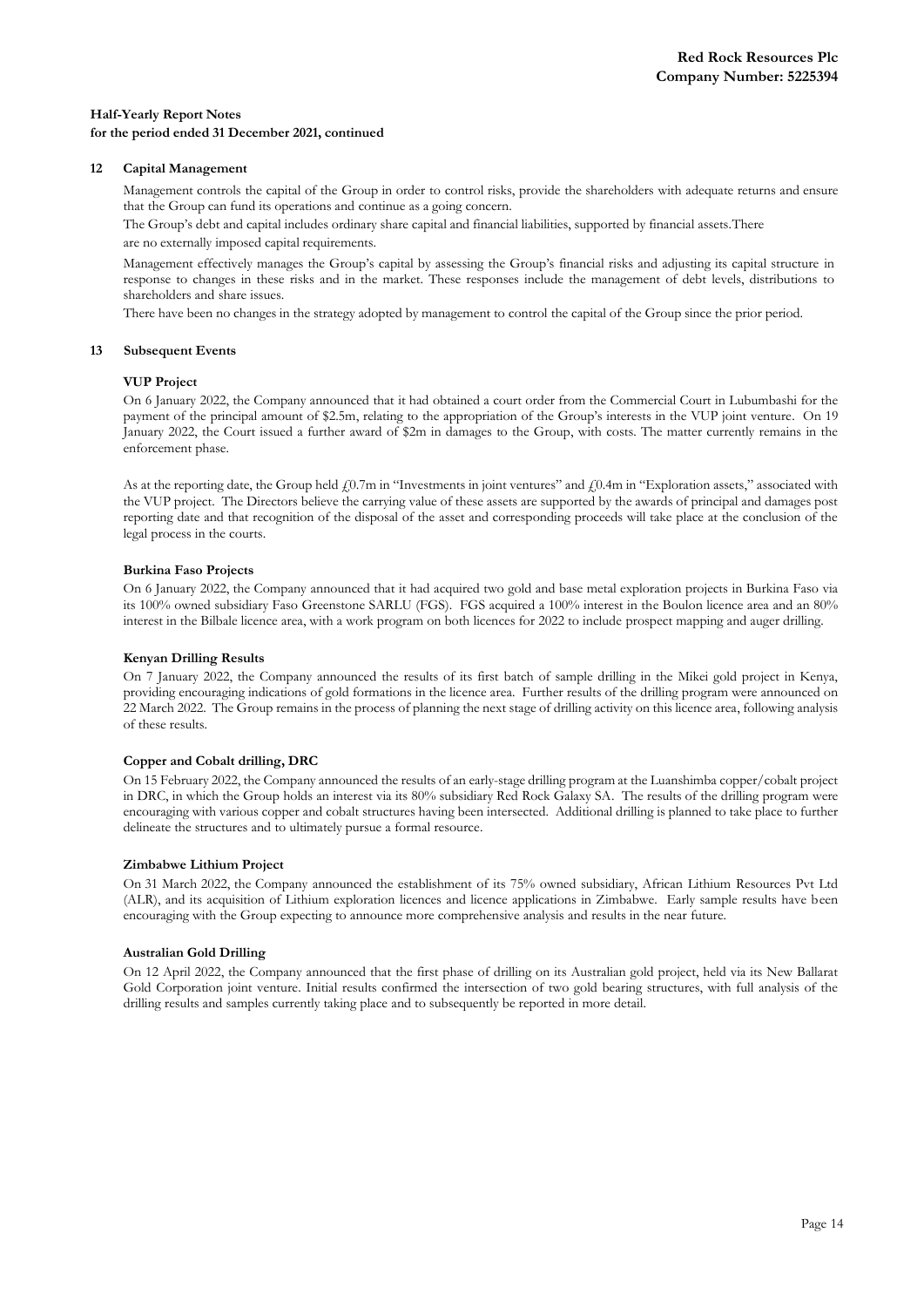## 12 Capital Management

Management controls the capital of the Group in order to control risks, provide the shareholders with adequate returns and ensure that the Group can fund its operations and continue as a going concern.

The Group's debt and capital includes ordinary share capital and financial liabilities, supported by financial assets.There are no externally imposed capital requirements.

Management effectively manages the Group's capital by assessing the Group's financial risks and adjusting its capital structure in response to changes in these risks and in the market. These responses include the management of debt levels, distributions to shareholders and share issues.

There have been no changes in the strategy adopted by management to control the capital of the Group since the prior period.

## 13 Subsequent Events

### VUP Project

On 6 January 2022, the Company announced that it had obtained a court order from the Commercial Court in Lubumbashi for the payment of the principal amount of $2.5m, relating to the appropriation of the Group's interests in the VUP joint venture. On 19 January 2022, the Court issued a further award of $2m in damages to the Group, with costs. The matter currently remains in the enforcement phase.

As at the reporting date, the Group held £0.7m in "Investments in joint ventures" and £0.4m in "Exploration assets," associated with the VUP project. The Directors believe the carrying value of these assets are supported by the awards of principal and damages post reporting date and that recognition of the disposal of the asset and corresponding proceeds will take place at the conclusion of the legal process in the courts.

### Burkina Faso Projects

On 6 January 2022, the Company announced that it had acquired two gold and base metal exploration projects in Burkina Faso via its 100% owned subsidiary Faso Greenstone SARLU (FGS). FGS acquired a 100% interest in the Boulon licence area and an 80% interest in the Bilbale licence area, with a work program on both licences for 2022 to include prospect mapping and auger drilling.

### Kenyan Drilling Results

On 7 January 2022, the Company announced the results of its first batch of sample drilling in the Mikei gold project in Kenya, providing encouraging indications of gold formations in the licence area. Further results of the drilling program were announced on 22 March 2022. The Group remains in the process of planning the next stage of drilling activity on this licence area, following analysis of these results.

### Copper and Cobalt drilling, DRC

On 15 February 2022, the Company announced the results of an early-stage drilling program at the Luanshimba copper/cobalt project in DRC, in which the Group holds an interest via its 80% subsidiary Red Rock Galaxy SA. The results of the drilling program were encouraging with various copper and cobalt structures having been intersected. Additional drilling is planned to take place to further delineate the structures and to ultimately pursue a formal resource.

### Zimbabwe Lithium Project

On 31 March 2022, the Company announced the establishment of its 75% owned subsidiary, African Lithium Resources Pvt Ltd (ALR), and its acquisition of Lithium exploration licences and licence applications in Zimbabwe. Early sample results have been encouraging with the Group expecting to announce more comprehensive analysis and results in the near future.

### Australian Gold Drilling

On 12 April 2022, the Company announced that the first phase of drilling on its Australian gold project, held via its New Ballarat Gold Corporation joint venture. Initial results confirmed the intersection of two gold bearing structures, with full analysis of the drilling results and samples currently taking place and to subsequently be reported in more detail.